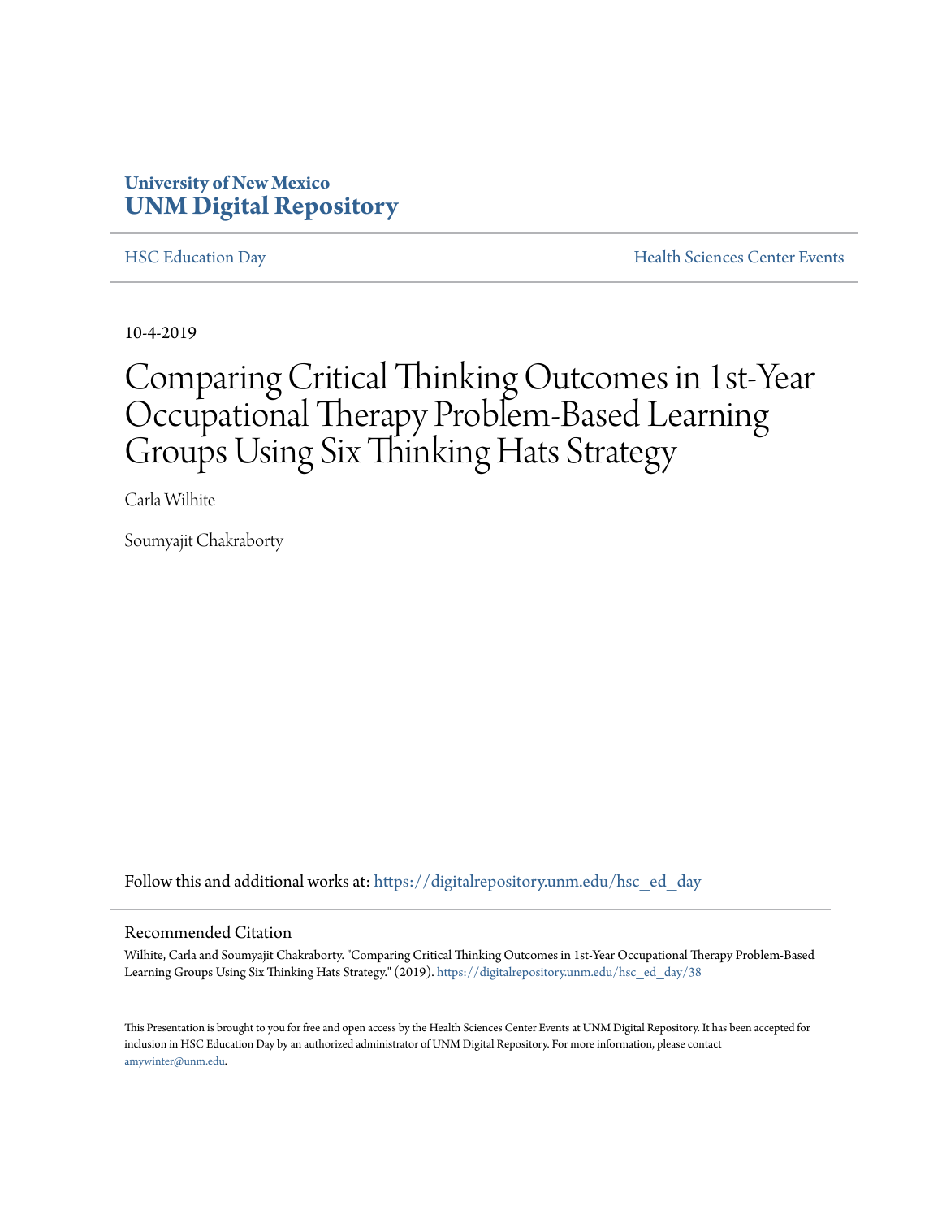University of New Mexico
**UNM Digital Repository**

HSC Education Day | Health Sciences Center Events

10-4-2019

# Comparing Critical Thinking Outcomes in 1st-Year Occupational Therapy Problem-Based Learning Groups Using Six Thinking Hats Strategy

Carla Wilhite

Soumyajit Chakraborty

Follow this and additional works at: https://digitalrepository.unm.edu/hsc_ed_day

## Recommended Citation

Wilhite, Carla and Soumyajit Chakraborty. "Comparing Critical Thinking Outcomes in 1st-Year Occupational Therapy Problem-Based Learning Groups Using Six Thinking Hats Strategy." (2019). https://digitalrepository.unm.edu/hsc_ed_day/38

This Presentation is brought to you for free and open access by the Health Sciences Center Events at UNM Digital Repository. It has been accepted for inclusion in HSC Education Day by an authorized administrator of UNM Digital Repository. For more information, please contact amywinter@unm.edu.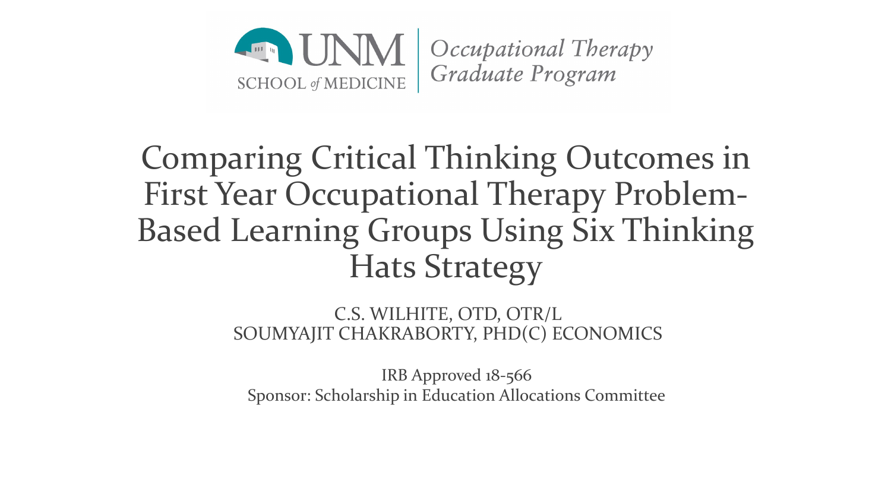UNM SCHOOL of MEDICINE | *Occupational Therapy Graduate Program*

# Comparing Critical Thinking Outcomes in First Year Occupational Therapy Problem-Based Learning Groups Using Six Thinking Hats Strategy

C.S. WILHITE, OTD, OTR/L
SOUMYAJIT CHAKRABORTY, PHD(C) ECONOMICS

IRB Approved 18-566
Sponsor: Scholarship in Education Allocations Committee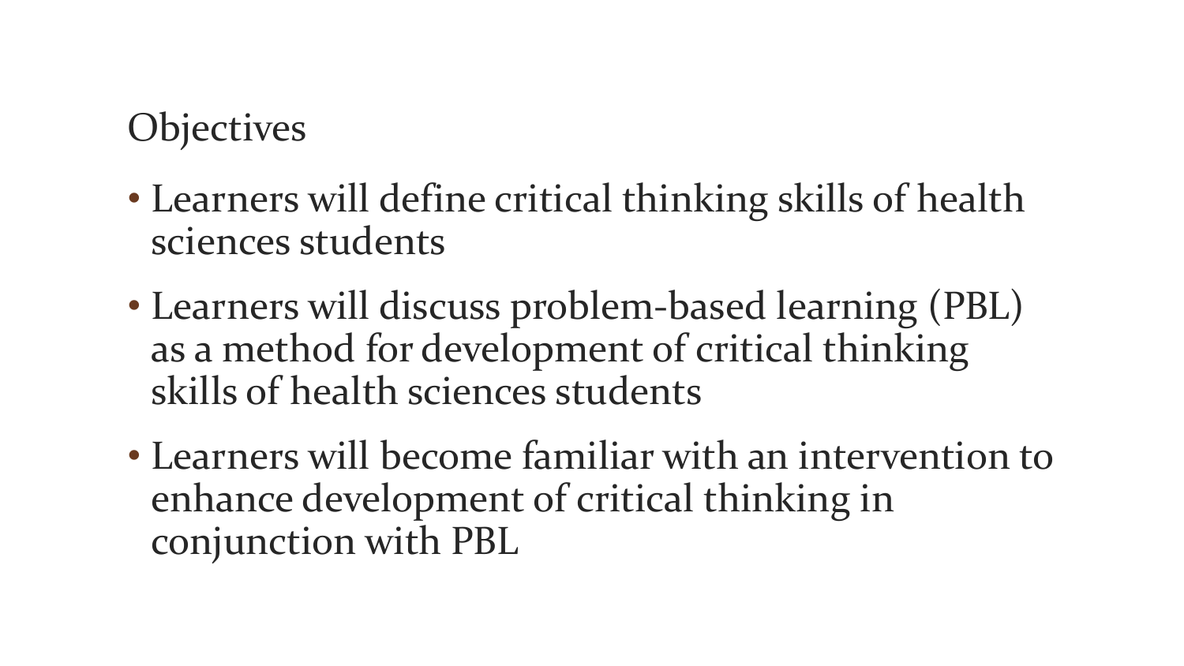## Objectives

- Learners will define critical thinking skills of health sciences students
- Learners will discuss problem-based learning (PBL) as a method for development of critical thinking skills of health sciences students
- Learners will become familiar with an intervention to enhance development of critical thinking in conjunction with PBL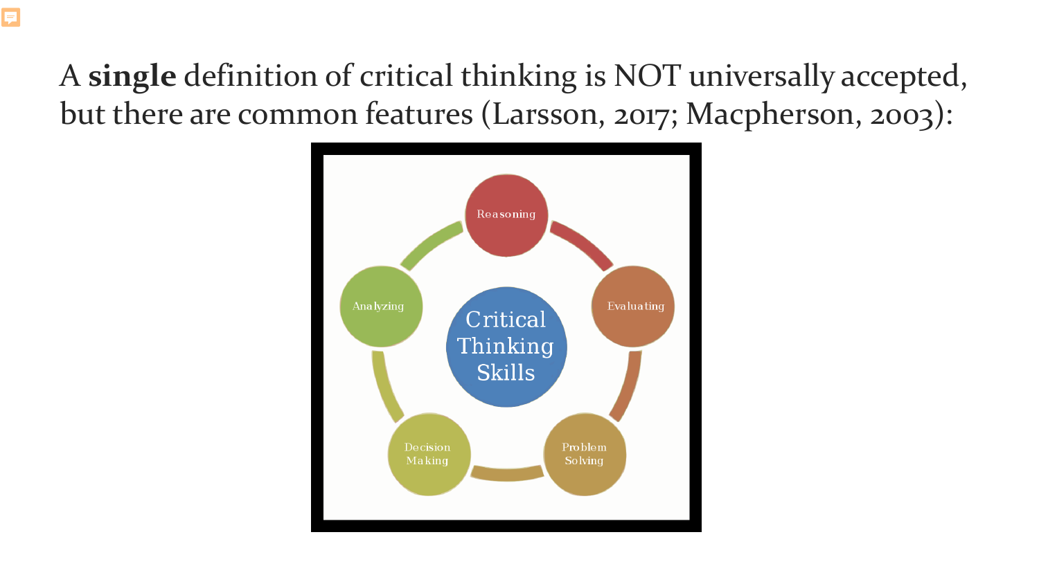A **single** definition of critical thinking is NOT universally accepted, but there are common features (Larsson, 2017; Macpherson, 2003):

Critical Thinking Skills

- Reasoning
- Evaluating
- Problem Solving
- Decision Making
- Analyzing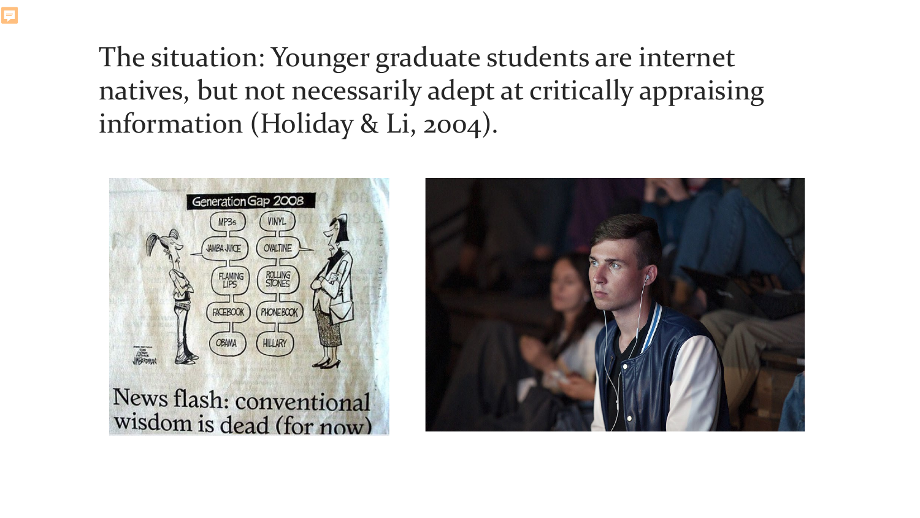The situation: Younger graduate students are internet natives, but not necessarily adept at critically appraising information (Holiday & Li, 2004).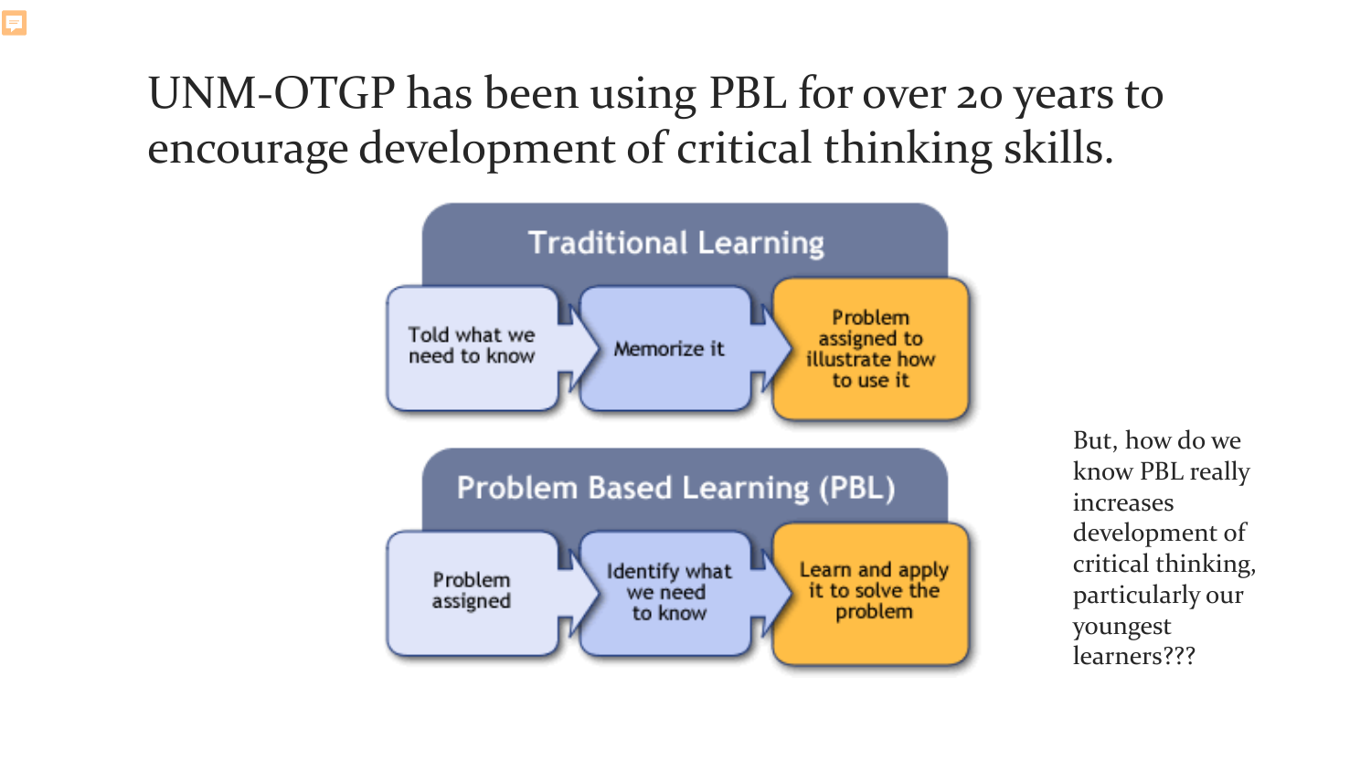# UNM-OTGP has been using PBL for over 20 years to encourage development of critical thinking skills.

**Traditional Learning**

Told what we need to know → Memorize it → Problem assigned to illustrate how to use it

**Problem Based Learning (PBL)**

Problem assigned → Identify what we need to know → Learn and apply it to solve the problem

But, how do we know PBL really increases development of critical thinking, particularly our youngest learners???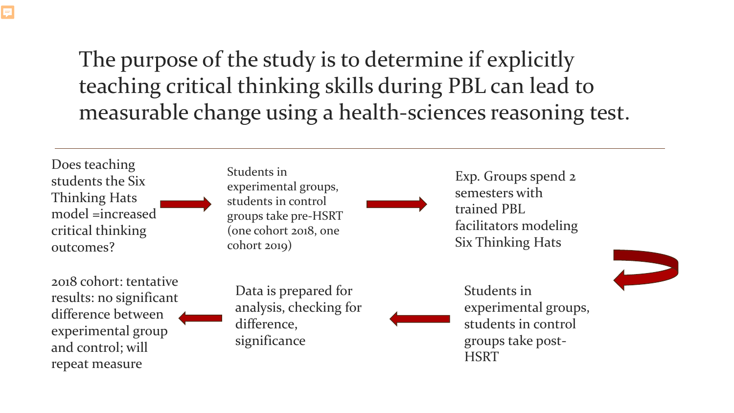# The purpose of the study is to determine if explicitly teaching critical thinking skills during PBL can lead to measurable change using a health-sciences reasoning test.

---

Does teaching students the Six Thinking Hats model =increased critical thinking outcomes?

→ Students in experimental groups, students in control groups take pre-HSRT (one cohort 2018, one cohort 2019)

→ Exp. Groups spend 2 semesters with trained PBL facilitators modeling Six Thinking Hats

→ Students in experimental groups, students in control groups take post-HSRT

→ Data is prepared for analysis, checking for difference, significance

→ 2018 cohort: tentative results: no significant difference between experimental group and control; will repeat measure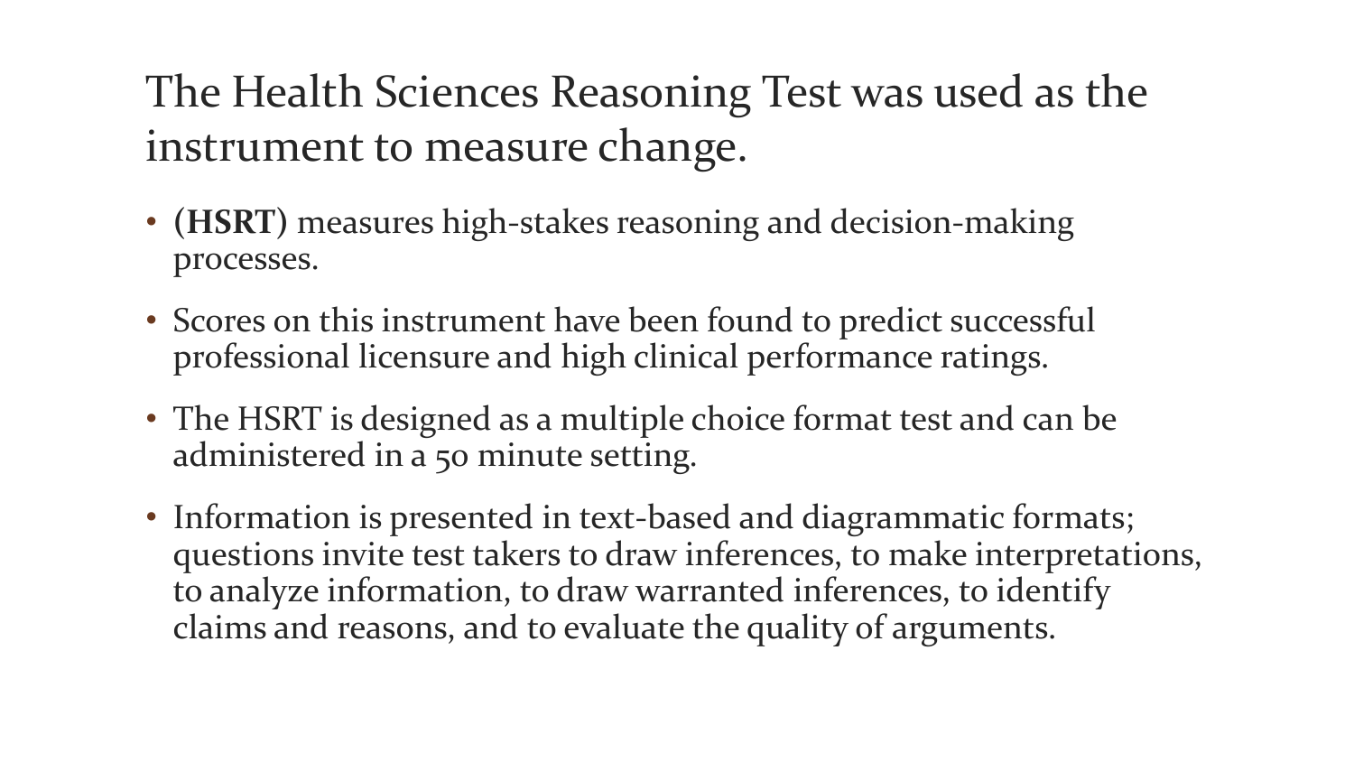# The Health Sciences Reasoning Test was used as the instrument to measure change.

- **(HSRT)** measures high-stakes reasoning and decision-making processes.
- Scores on this instrument have been found to predict successful professional licensure and high clinical performance ratings.
- The HSRT is designed as a multiple choice format test and can be administered in a 50 minute setting.
- Information is presented in text-based and diagrammatic formats; questions invite test takers to draw inferences, to make interpretations, to analyze information, to draw warranted inferences, to identify claims and reasons, and to evaluate the quality of arguments.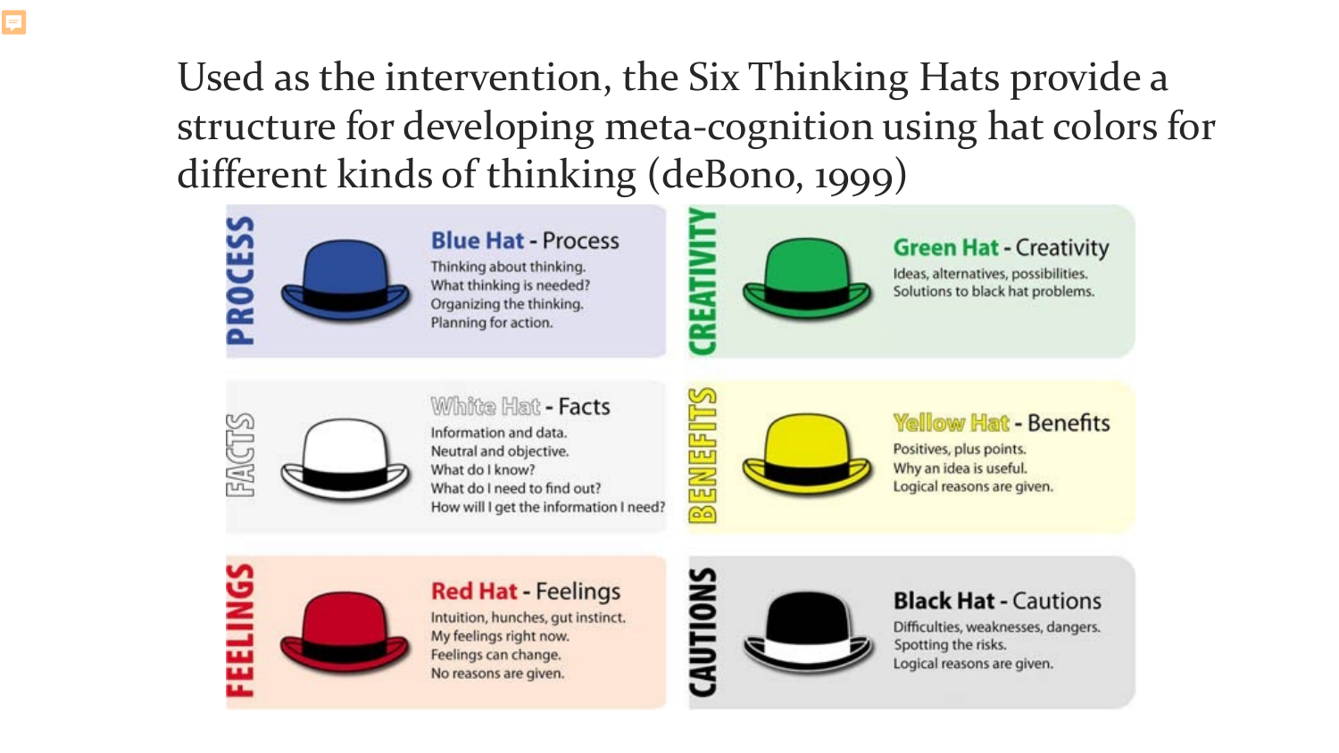Used as the intervention, the Six Thinking Hats provide a structure for developing meta-cognition using hat colors for different kinds of thinking (deBono, 1999)

**PROCESS**

**Blue Hat** - Process

Thinking about thinking.
What thinking is needed?
Organizing the thinking.
Planning for action.

**CREATIVITY**

**Green Hat** - Creativity

Ideas, alternatives, possibilities.
Solutions to black hat problems.

**FACTS**

**White Hat** - Facts

Information and data.
Neutral and objective.
What do I know?
What do I need to find out?
How will I get the information I need?

**BENEFITS**

**Yellow Hat** - Benefits

Positives, plus points.
Why an idea is useful.
Logical reasons are given.

**FEELINGS**

**Red Hat** - Feelings

Intuition, hunches, gut instinct.
My feelings right now.
Feelings can change.
No reasons are given.

**CAUTIONS**

**Black Hat** - Cautions

Difficulties, weaknesses, dangers.
Spotting the risks.
Logical reasons are given.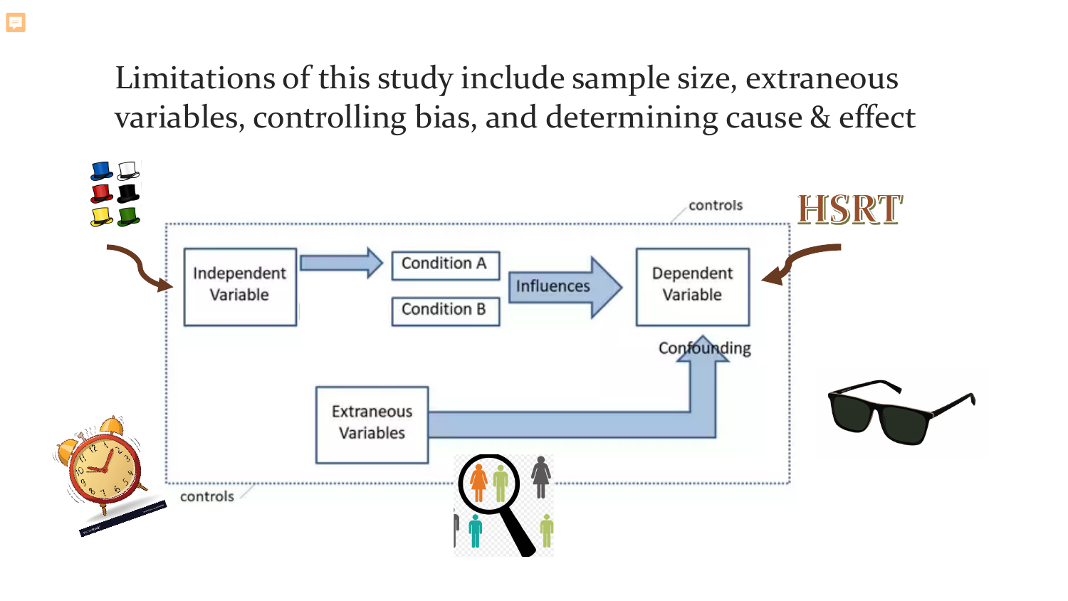# Limitations of this study include sample size, extraneous variables, controlling bias, and determining cause & effect

controls

HSRT

Independent Variable

Condition A

Condition B

Influences

Dependent Variable

Confounding

Extraneous Variables

controls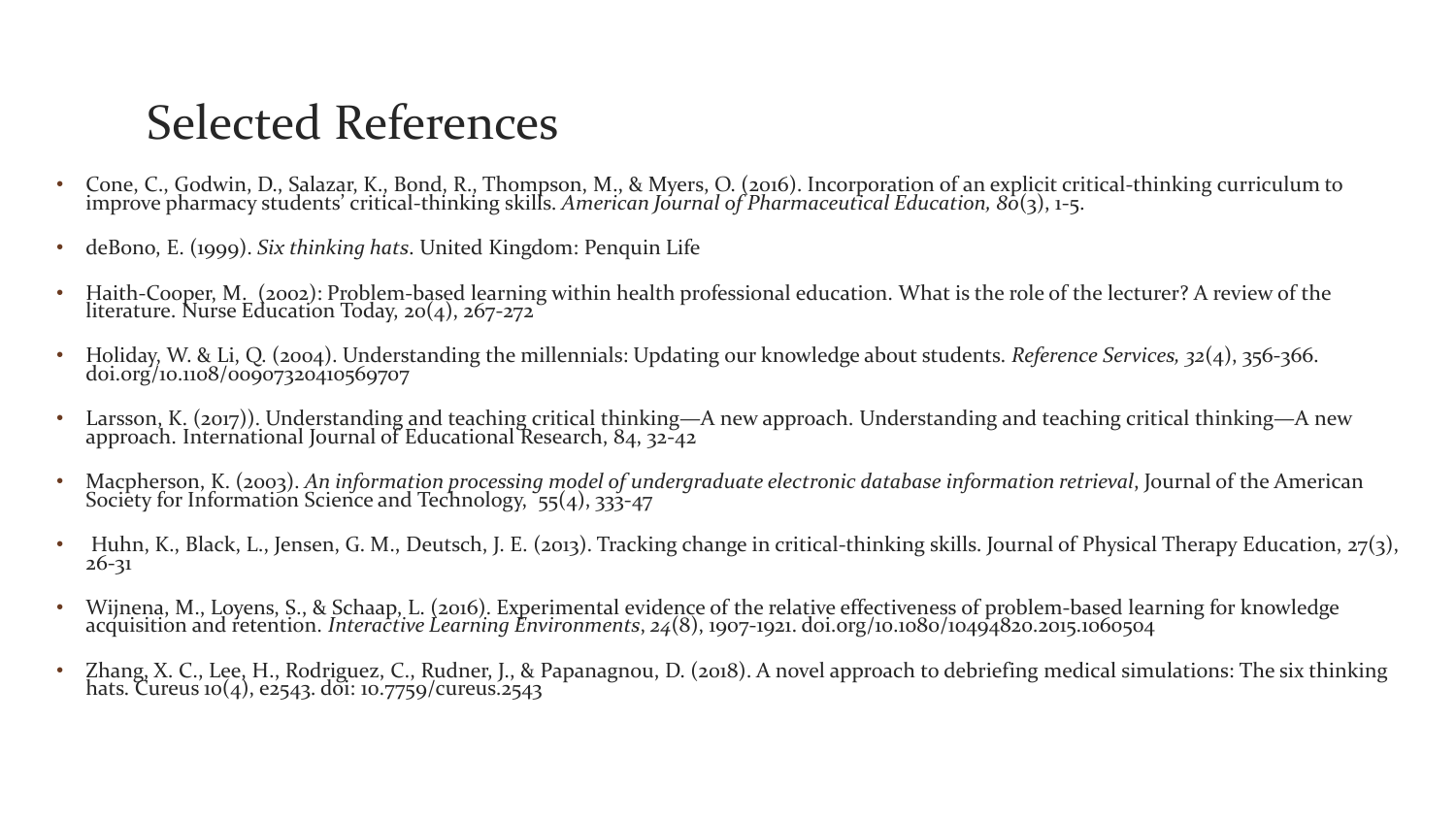# Selected References

- Cone, C., Godwin, D., Salazar, K., Bond, R., Thompson, M., & Myers, O. (2016). Incorporation of an explicit critical-thinking curriculum to improve pharmacy students' critical-thinking skills. *American Journal of Pharmaceutical Education, 80*(3), 1-5.
- deBono, E. (1999). *Six thinking hats*. United Kingdom: Penquin Life
- Haith-Cooper, M. (2002): Problem-based learning within health professional education. What is the role of the lecturer? A review of the literature. Nurse Education Today, 20(4), 267-272
- Holiday, W. & Li, Q. (2004). Understanding the millennials: Updating our knowledge about students. *Reference Services, 32*(4), 356-366. doi.org/10.1108/00907320410569707
- Larsson, K. (2017)). Understanding and teaching critical thinking—A new approach. Understanding and teaching critical thinking—A new approach. International Journal of Educational Research, 84, 32-42
- Macpherson, K. (2003). *An information processing model of undergraduate electronic database information retrieval*, Journal of the American Society for Information Science and Technology, 55(4), 333-47
- Huhn, K., Black, L., Jensen, G. M., Deutsch, J. E. (2013). Tracking change in critical-thinking skills. Journal of Physical Therapy Education, 27(3), 26-31
- Wijnena, M., Loyens, S., & Schaap, L. (2016). Experimental evidence of the relative effectiveness of problem-based learning for knowledge acquisition and retention. *Interactive Learning Environments*, *24*(8), 1907-1921. doi.org/10.1080/10494820.2015.1060504
- Zhang, X. C., Lee, H., Rodriguez, C., Rudner, J., & Papanagnou, D. (2018). A novel approach to debriefing medical simulations: The six thinking hats. Cureus 10(4), e2543. doi: 10.7759/cureus.2543